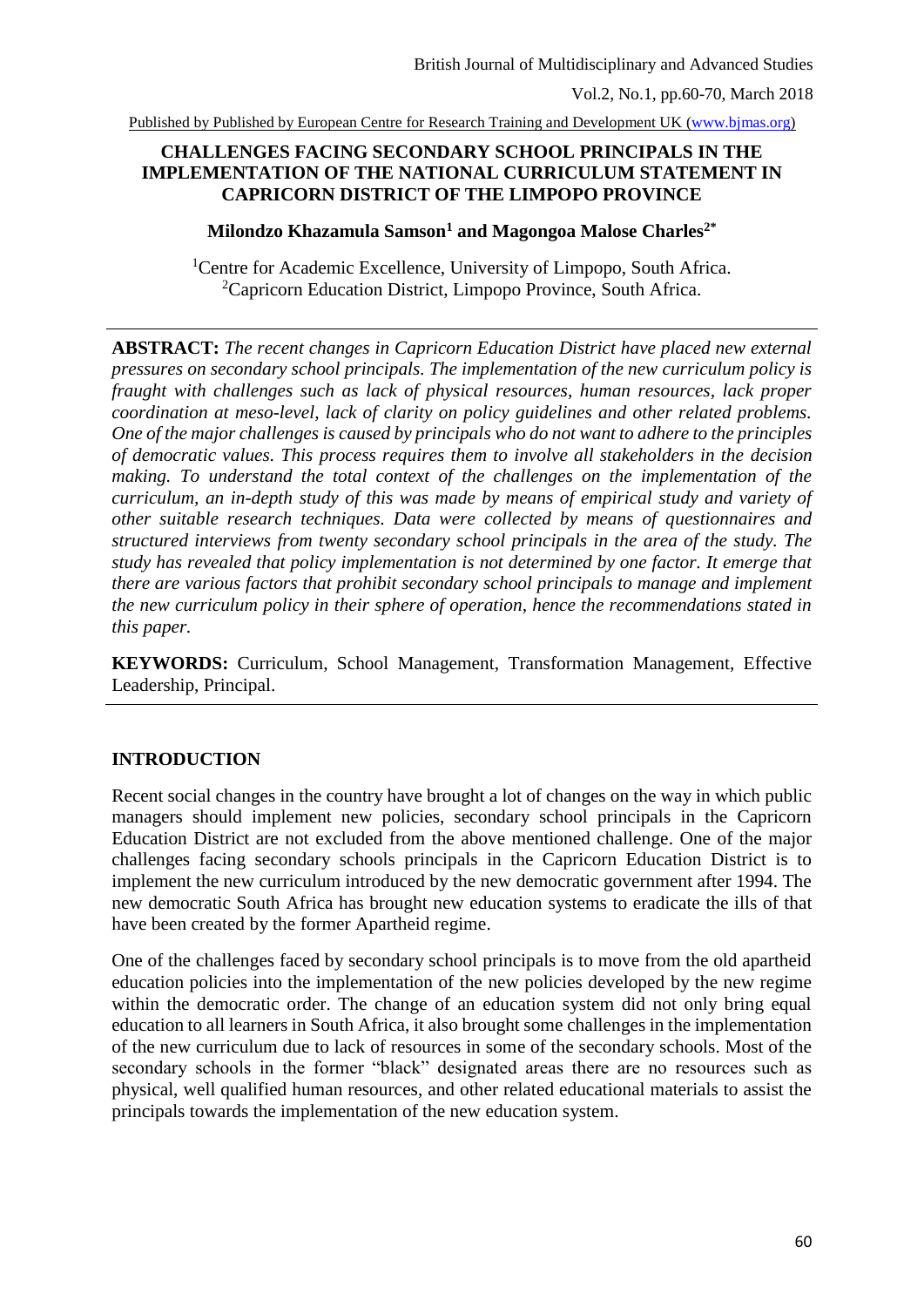# CHALLENGES FACING SECONDARY SCHOOL PRINCIPALS IN THE IMPLEMENTATION OF THE NATIONAL CURRICULUM STATEMENT IN CAPRICORN DISTRICT OF THE LIMPOPO PROVINCE

**Milondzo Khazamula Samson[1] and Magongoa Malose Charles[2*]**

[1]Centre for Academic Excellence, University of Limpopo, South Africa.
[2]Capricorn Education District, Limpopo Province, South Africa.

---

**ABSTRACT:** *The recent changes in Capricorn Education District have placed new external pressures on secondary school principals. The implementation of the new curriculum policy is fraught with challenges such as lack of physical resources, human resources, lack proper coordination at meso-level, lack of clarity on policy guidelines and other related problems. One of the major challenges is caused by principals who do not want to adhere to the principles of democratic values. This process requires them to involve all stakeholders in the decision making. To understand the total context of the challenges on the implementation of the curriculum, an in-depth study of this was made by means of empirical study and variety of other suitable research techniques. Data were collected by means of questionnaires and structured interviews from twenty secondary school principals in the area of the study. The study has revealed that policy implementation is not determined by one factor. It emerge that there are various factors that prohibit secondary school principals to manage and implement the new curriculum policy in their sphere of operation, hence the recommendations stated in this paper.*

**KEYWORDS:** Curriculum, School Management, Transformation Management, Effective Leadership, Principal.

---

## INTRODUCTION

Recent social changes in the country have brought a lot of changes on the way in which public managers should implement new policies, secondary school principals in the Capricorn Education District are not excluded from the above mentioned challenge. One of the major challenges facing secondary schools principals in the Capricorn Education District is to implement the new curriculum introduced by the new democratic government after 1994. The new democratic South Africa has brought new education systems to eradicate the ills of that have been created by the former Apartheid regime.

One of the challenges faced by secondary school principals is to move from the old apartheid education policies into the implementation of the new policies developed by the new regime within the democratic order. The change of an education system did not only bring equal education to all learners in South Africa, it also brought some challenges in the implementation of the new curriculum due to lack of resources in some of the secondary schools. Most of the secondary schools in the former "black" designated areas there are no resources such as physical, well qualified human resources, and other related educational materials to assist the principals towards the implementation of the new education system.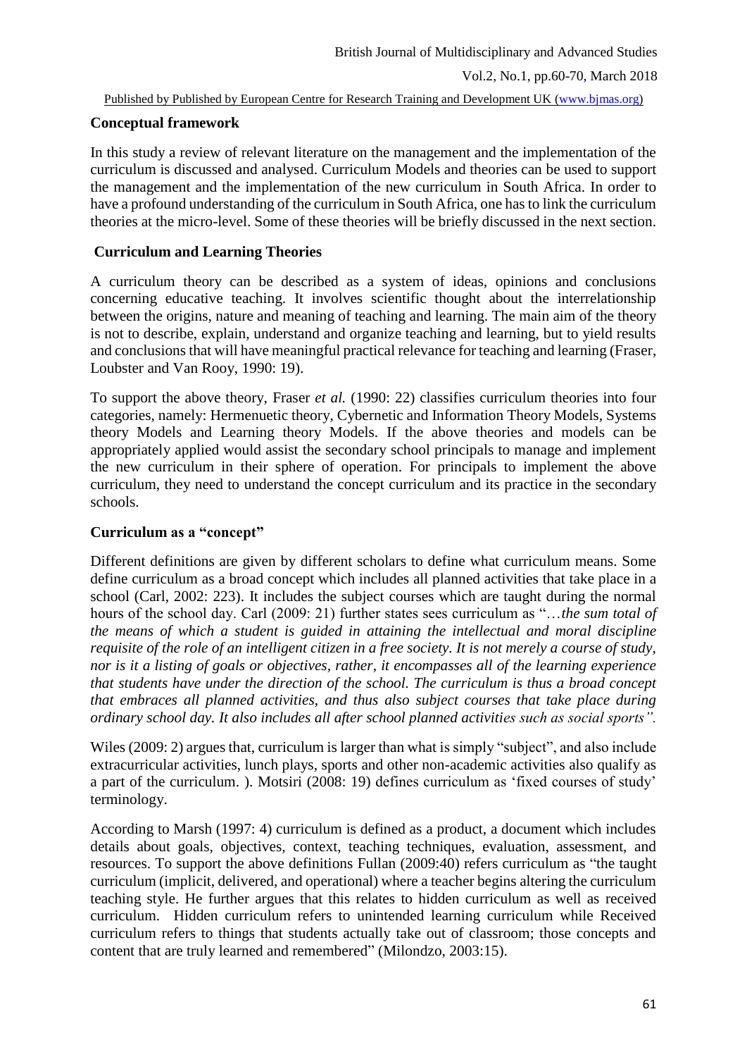**Conceptual framework**

In this study a review of relevant literature on the management and the implementation of the curriculum is discussed and analysed. Curriculum Models and theories can be used to support the management and the implementation of the new curriculum in South Africa. In order to have a profound understanding of the curriculum in South Africa, one has to link the curriculum theories at the micro-level. Some of these theories will be briefly discussed in the next section.

**Curriculum and Learning Theories**

A curriculum theory can be described as a system of ideas, opinions and conclusions concerning educative teaching. It involves scientific thought about the interrelationship between the origins, nature and meaning of teaching and learning. The main aim of the theory is not to describe, explain, understand and organize teaching and learning, but to yield results and conclusions that will have meaningful practical relevance for teaching and learning (Fraser, Loubster and Van Rooy, 1990: 19).

To support the above theory, Fraser *et al.* (1990: 22) classifies curriculum theories into four categories, namely: Hermenuetic theory, Cybernetic and Information Theory Models, Systems theory Models and Learning theory Models. If the above theories and models can be appropriately applied would assist the secondary school principals to manage and implement the new curriculum in their sphere of operation. For principals to implement the above curriculum, they need to understand the concept curriculum and its practice in the secondary schools.

**Curriculum as a "concept"**

Different definitions are given by different scholars to define what curriculum means. Some define curriculum as a broad concept which includes all planned activities that take place in a school (Carl, 2002: 223). It includes the subject courses which are taught during the normal hours of the school day. Carl (2009: 21) further states sees curriculum as "…*the sum total of the means of which a student is guided in attaining the intellectual and moral discipline requisite of the role of an intelligent citizen in a free society. It is not merely a course of study, nor is it a listing of goals or objectives, rather, it encompasses all of the learning experience that students have under the direction of the school. The curriculum is thus a broad concept that embraces all planned activities, and thus also subject courses that take place during ordinary school day. It also includes all after school planned activities such as social sports".*

Wiles (2009: 2) argues that, curriculum is larger than what is simply "subject", and also include extracurricular activities, lunch plays, sports and other non-academic activities also qualify as a part of the curriculum. ). Motsiri (2008: 19) defines curriculum as 'fixed courses of study' terminology.

According to Marsh (1997: 4) curriculum is defined as a product, a document which includes details about goals, objectives, context, teaching techniques, evaluation, assessment, and resources. To support the above definitions Fullan (2009:40) refers curriculum as "the taught curriculum (implicit, delivered, and operational) where a teacher begins altering the curriculum teaching style. He further argues that this relates to hidden curriculum as well as received curriculum. Hidden curriculum refers to unintended learning curriculum while Received curriculum refers to things that students actually take out of classroom; those concepts and content that are truly learned and remembered" (Milondzo, 2003:15).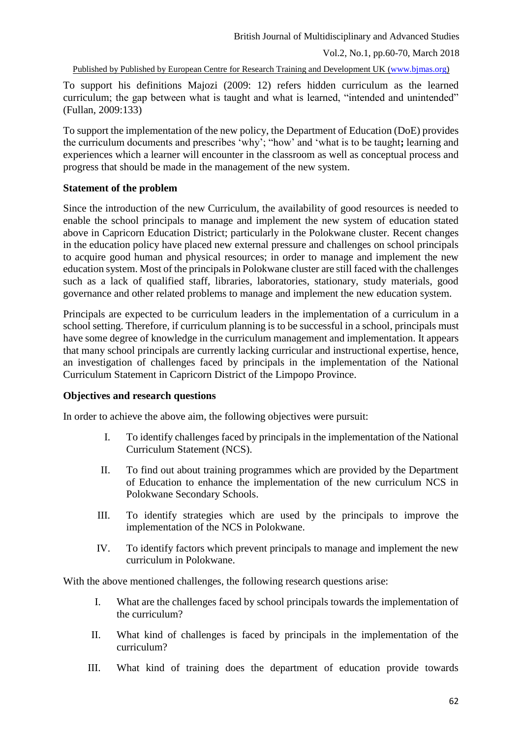To support his definitions Majozi (2009: 12) refers hidden curriculum as the learned curriculum; the gap between what is taught and what is learned, "intended and unintended" (Fullan, 2009:133)

To support the implementation of the new policy, the Department of Education (DoE) provides the curriculum documents and prescribes 'why'; "how' and 'what is to be taught**;** learning and experiences which a learner will encounter in the classroom as well as conceptual process and progress that should be made in the management of the new system.

**Statement of the problem**

Since the introduction of the new Curriculum, the availability of good resources is needed to enable the school principals to manage and implement the new system of education stated above in Capricorn Education District; particularly in the Polokwane cluster. Recent changes in the education policy have placed new external pressure and challenges on school principals to acquire good human and physical resources; in order to manage and implement the new education system. Most of the principals in Polokwane cluster are still faced with the challenges such as a lack of qualified staff, libraries, laboratories, stationary, study materials, good governance and other related problems to manage and implement the new education system.

Principals are expected to be curriculum leaders in the implementation of a curriculum in a school setting. Therefore, if curriculum planning is to be successful in a school, principals must have some degree of knowledge in the curriculum management and implementation. It appears that many school principals are currently lacking curricular and instructional expertise, hence, an investigation of challenges faced by principals in the implementation of the National Curriculum Statement in Capricorn District of the Limpopo Province.

**Objectives and research questions**

In order to achieve the above aim, the following objectives were pursuit:

I. To identify challenges faced by principals in the implementation of the National Curriculum Statement (NCS).

II. To find out about training programmes which are provided by the Department of Education to enhance the implementation of the new curriculum NCS in Polokwane Secondary Schools.

III. To identify strategies which are used by the principals to improve the implementation of the NCS in Polokwane.

IV. To identify factors which prevent principals to manage and implement the new curriculum in Polokwane.

With the above mentioned challenges, the following research questions arise:

I. What are the challenges faced by school principals towards the implementation of the curriculum?

II. What kind of challenges is faced by principals in the implementation of the curriculum?

III. What kind of training does the department of education provide towards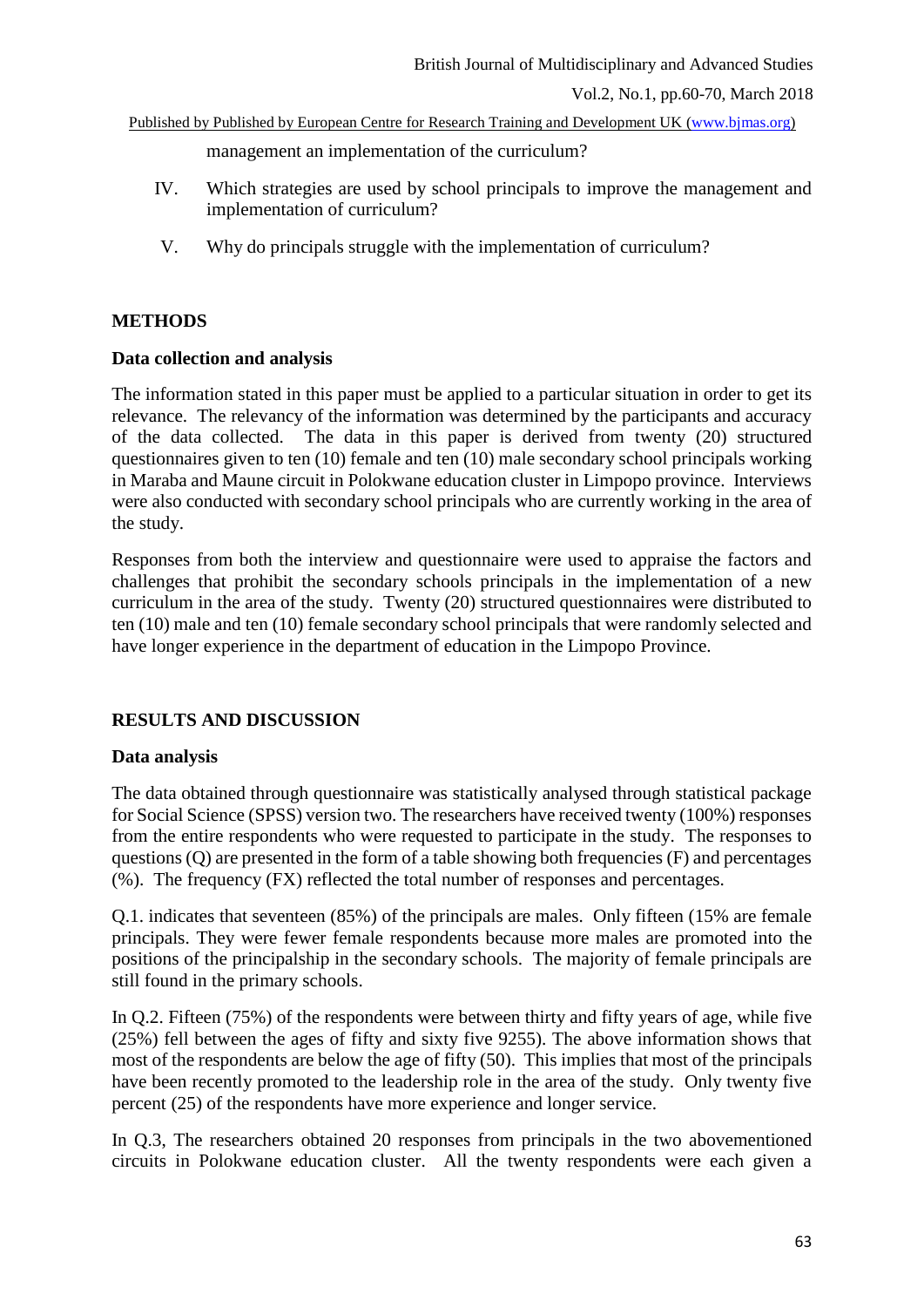management an implementation of the curriculum?

IV. Which strategies are used by school principals to improve the management and implementation of curriculum?

V. Why do principals struggle with the implementation of curriculum?

## METHODS

### Data collection and analysis

The information stated in this paper must be applied to a particular situation in order to get its relevance. The relevancy of the information was determined by the participants and accuracy of the data collected. The data in this paper is derived from twenty (20) structured questionnaires given to ten (10) female and ten (10) male secondary school principals working in Maraba and Maune circuit in Polokwane education cluster in Limpopo province. Interviews were also conducted with secondary school principals who are currently working in the area of the study.

Responses from both the interview and questionnaire were used to appraise the factors and challenges that prohibit the secondary schools principals in the implementation of a new curriculum in the area of the study. Twenty (20) structured questionnaires were distributed to ten (10) male and ten (10) female secondary school principals that were randomly selected and have longer experience in the department of education in the Limpopo Province.

## RESULTS AND DISCUSSION

### Data analysis

The data obtained through questionnaire was statistically analysed through statistical package for Social Science (SPSS) version two. The researchers have received twenty (100%) responses from the entire respondents who were requested to participate in the study. The responses to questions (Q) are presented in the form of a table showing both frequencies (F) and percentages (%). The frequency (FX) reflected the total number of responses and percentages.

Q.1. indicates that seventeen (85%) of the principals are males. Only fifteen (15% are female principals. They were fewer female respondents because more males are promoted into the positions of the principalship in the secondary schools. The majority of female principals are still found in the primary schools.

In Q.2. Fifteen (75%) of the respondents were between thirty and fifty years of age, while five (25%) fell between the ages of fifty and sixty five 9255). The above information shows that most of the respondents are below the age of fifty (50). This implies that most of the principals have been recently promoted to the leadership role in the area of the study. Only twenty five percent (25) of the respondents have more experience and longer service.

In Q.3, The researchers obtained 20 responses from principals in the two abovementioned circuits in Polokwane education cluster. All the twenty respondents were each given a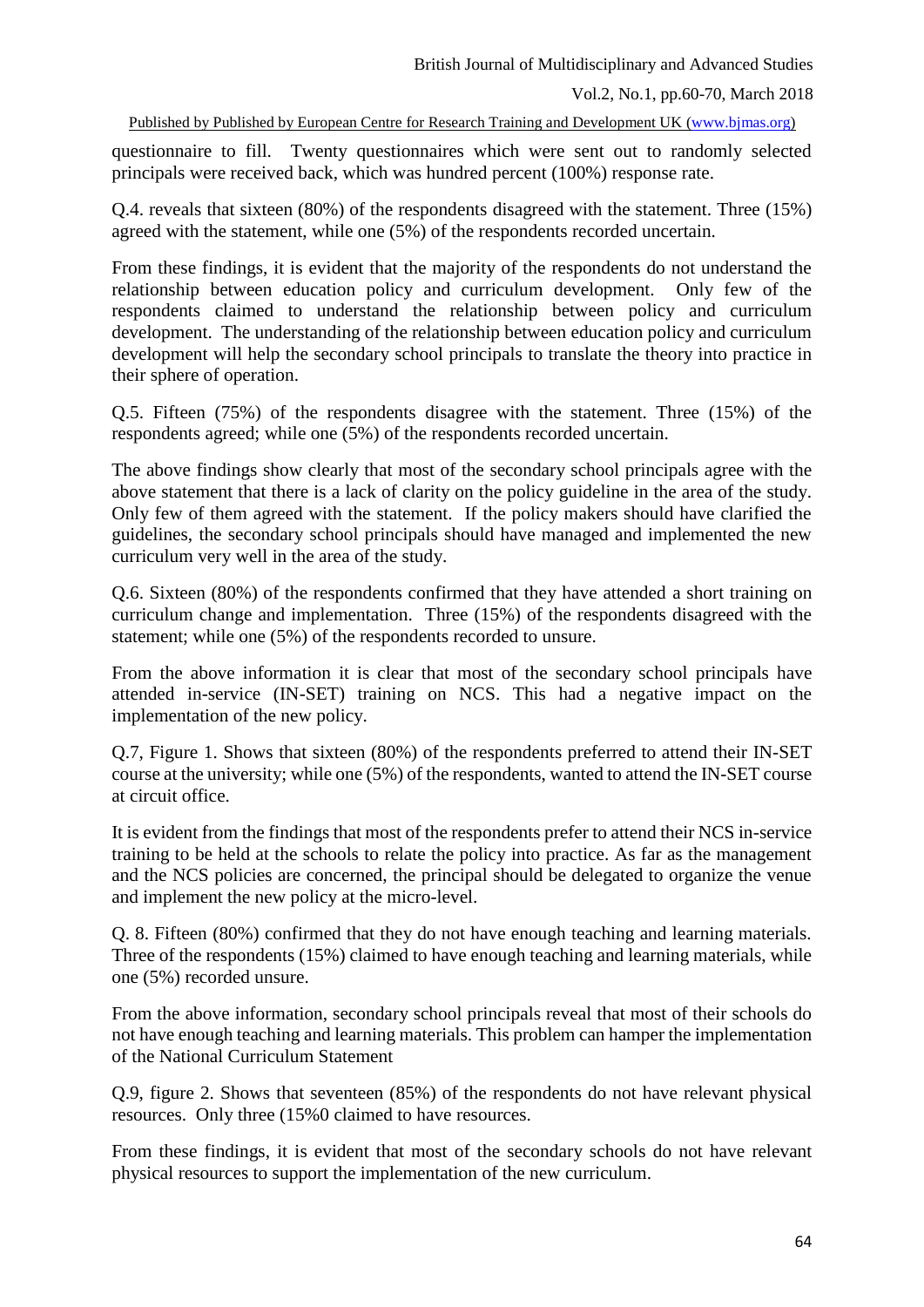questionnaire to fill. Twenty questionnaires which were sent out to randomly selected principals were received back, which was hundred percent (100%) response rate.

Q.4. reveals that sixteen (80%) of the respondents disagreed with the statement. Three (15%) agreed with the statement, while one (5%) of the respondents recorded uncertain.

From these findings, it is evident that the majority of the respondents do not understand the relationship between education policy and curriculum development. Only few of the respondents claimed to understand the relationship between policy and curriculum development. The understanding of the relationship between education policy and curriculum development will help the secondary school principals to translate the theory into practice in their sphere of operation.

Q.5. Fifteen (75%) of the respondents disagree with the statement. Three (15%) of the respondents agreed; while one (5%) of the respondents recorded uncertain.

The above findings show clearly that most of the secondary school principals agree with the above statement that there is a lack of clarity on the policy guideline in the area of the study. Only few of them agreed with the statement. If the policy makers should have clarified the guidelines, the secondary school principals should have managed and implemented the new curriculum very well in the area of the study.

Q.6. Sixteen (80%) of the respondents confirmed that they have attended a short training on curriculum change and implementation. Three (15%) of the respondents disagreed with the statement; while one (5%) of the respondents recorded to unsure.

From the above information it is clear that most of the secondary school principals have attended in-service (IN-SET) training on NCS. This had a negative impact on the implementation of the new policy.

Q.7, Figure 1. Shows that sixteen (80%) of the respondents preferred to attend their IN-SET course at the university; while one (5%) of the respondents, wanted to attend the IN-SET course at circuit office.

It is evident from the findings that most of the respondents prefer to attend their NCS in-service training to be held at the schools to relate the policy into practice. As far as the management and the NCS policies are concerned, the principal should be delegated to organize the venue and implement the new policy at the micro-level.

Q. 8. Fifteen (80%) confirmed that they do not have enough teaching and learning materials. Three of the respondents (15%) claimed to have enough teaching and learning materials, while one (5%) recorded unsure.

From the above information, secondary school principals reveal that most of their schools do not have enough teaching and learning materials. This problem can hamper the implementation of the National Curriculum Statement

Q.9, figure 2. Shows that seventeen (85%) of the respondents do not have relevant physical resources. Only three (15%0 claimed to have resources.

From these findings, it is evident that most of the secondary schools do not have relevant physical resources to support the implementation of the new curriculum.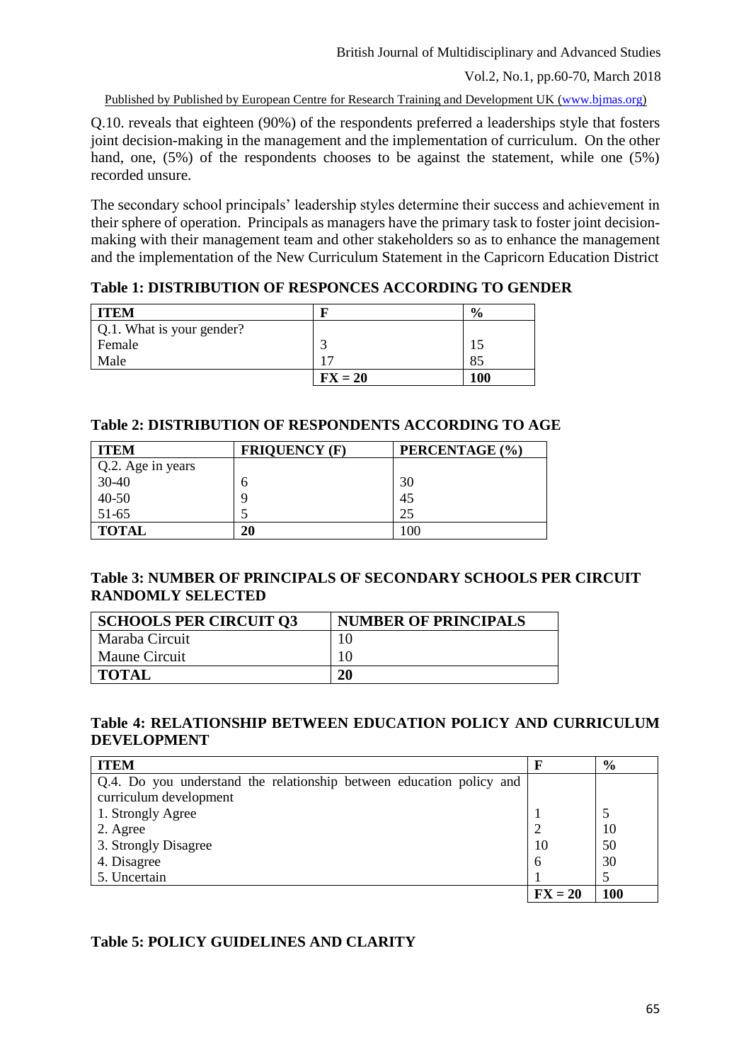Q.10. reveals that eighteen (90%) of the respondents preferred a leaderships style that fosters joint decision-making in the management and the implementation of curriculum. On the other hand, one, (5%) of the respondents chooses to be against the statement, while one (5%) recorded unsure.

The secondary school principals' leadership styles determine their success and achievement in their sphere of operation. Principals as managers have the primary task to foster joint decision-making with their management team and other stakeholders so as to enhance the management and the implementation of the New Curriculum Statement in the Capricorn Education District

**Table 1: DISTRIBUTION OF RESPONCES ACCORDING TO GENDER**

| ITEM | F | % |
|---|---|---|
| Q.1. What is your gender? | | |
| Female | 3 | 15 |
| Male | 17 | 85 |
| | **FX = 20** | **100** |

**Table 2: DISTRIBUTION OF RESPONDENTS ACCORDING TO AGE**

| ITEM | FRIQUENCY (F) | PERCENTAGE (%) |
|---|---|---|
| Q.2. Age in years | | |
| 30-40 | 6 | 30 |
| 40-50 | 9 | 45 |
| 51-65 | 5 | 25 |
| **TOTAL** | **20** | 100 |

**Table 3: NUMBER OF PRINCIPALS OF SECONDARY SCHOOLS PER CIRCUIT RANDOMLY SELECTED**

| SCHOOLS PER CIRCUIT Q3 | NUMBER OF PRINCIPALS |
|---|---|
| Maraba Circuit | 10 |
| Maune Circuit | 10 |
| **TOTAL** | **20** |

**Table 4: RELATIONSHIP BETWEEN EDUCATION POLICY AND CURRICULUM DEVELOPMENT**

| ITEM | F | % |
|---|---|---|
| Q.4. Do you understand the relationship between education policy and curriculum development | | |
| 1. Strongly Agree | 1 | 5 |
| 2. Agree | 2 | 10 |
| 3. Strongly Disagree | 10 | 50 |
| 4. Disagree | 6 | 30 |
| 5. Uncertain | 1 | 5 |
| | **FX = 20** | **100** |

**Table 5: POLICY GUIDELINES AND CLARITY**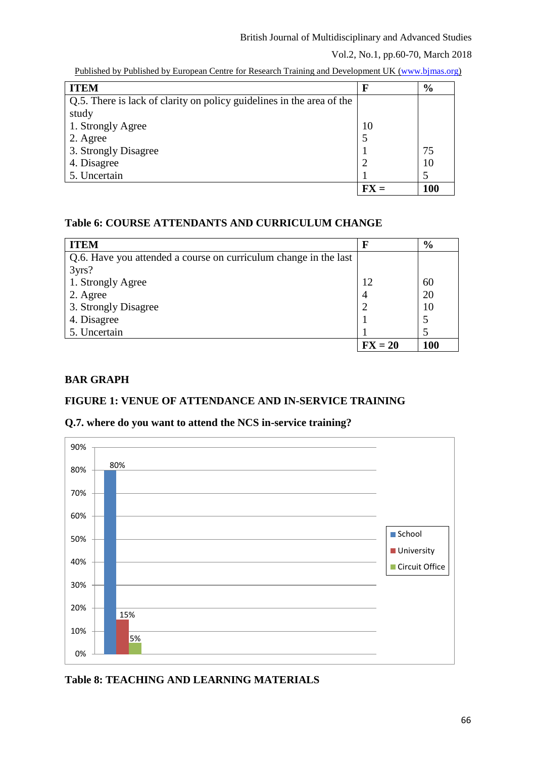| ITEM | F | % |
|---|---|---|
| Q.5. There is lack of clarity on policy guidelines in the area of the study | | |
| 1. Strongly Agree | 10 | |
| 2. Agree | 5 | |
| 3. Strongly Disagree | 1 | 75 |
| 4. Disagree | 2 | 10 |
| 5. Uncertain | 1 | 5 |
| | **FX =** | **100** |

**Table 6: COURSE ATTENDANTS AND CURRICULUM CHANGE**

| ITEM | F | % |
|---|---|---|
| Q.6. Have you attended a course on curriculum change in the last 3yrs? | | |
| 1. Strongly Agree | 12 | 60 |
| 2. Agree | 4 | 20 |
| 3. Strongly Disagree | 2 | 10 |
| 4. Disagree | 1 | 5 |
| 5. Uncertain | 1 | 5 |
| | **FX = 20** | **100** |

**BAR GRAPH**

**FIGURE 1: VENUE OF ATTENDANCE AND IN-SERVICE TRAINING**

**Q.7. where do you want to attend the NCS in-service training?**

| Venue | % |
|---|---|
| School | 80% |
| University | 15% |
| Circuit Office | 5% |

**Table 8: TEACHING AND LEARNING MATERIALS**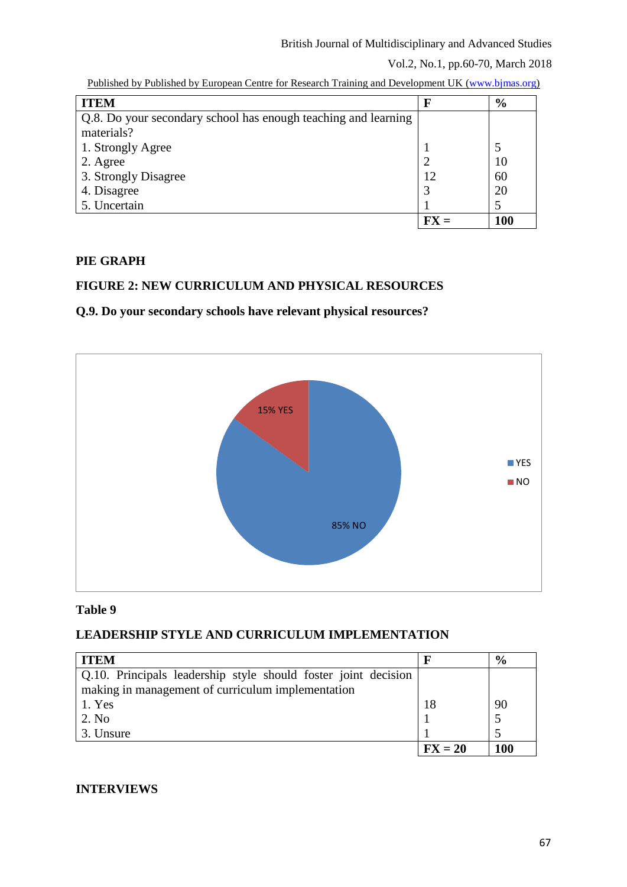| ITEM | F | % |
|---|---|---|
| Q.8. Do your secondary school has enough teaching and learning materials? | | |
| 1. Strongly Agree | 1 | 5 |
| 2. Agree | 2 | 10 |
| 3. Strongly Disagree | 12 | 60 |
| 4. Disagree | 3 | 20 |
| 5. Uncertain | 1 | 5 |
| | **FX =** | **100** |

**PIE GRAPH**

**FIGURE 2: NEW CURRICULUM AND PHYSICAL RESOURCES**

**Q.9. Do your secondary schools have relevant physical resources?**

15% YES

85% NO

YES
NO

**Table 9**

**LEADERSHIP STYLE AND CURRICULUM IMPLEMENTATION**

| ITEM | F | % |
|---|---|---|
| Q.10. Principals leadership style should foster joint decision making in management of curriculum implementation | | |
| 1. Yes | 18 | 90 |
| 2. No | 1 | 5 |
| 3. Unsure | 1 | 5 |
| | **FX = 20** | **100** |

**INTERVIEWS**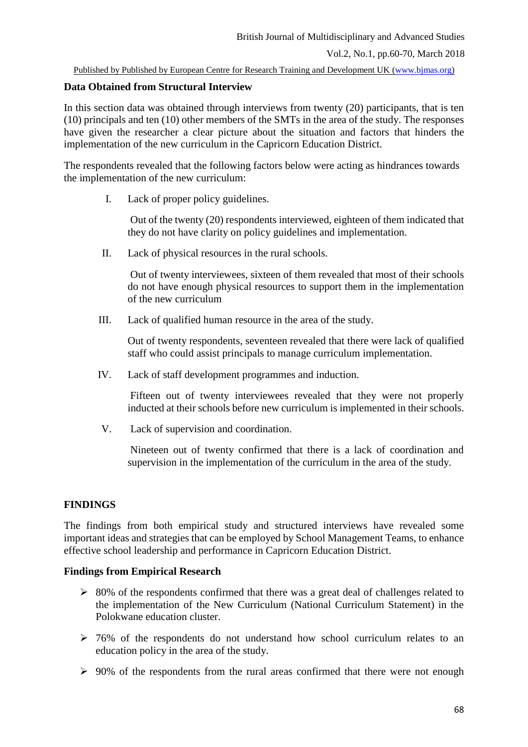### Data Obtained from Structural Interview

In this section data was obtained through interviews from twenty (20) participants, that is ten (10) principals and ten (10) other members of the SMTs in the area of the study. The responses have given the researcher a clear picture about the situation and factors that hinders the implementation of the new curriculum in the Capricorn Education District.

The respondents revealed that the following factors below were acting as hindrances towards the implementation of the new curriculum:

I. Lack of proper policy guidelines.

Out of the twenty (20) respondents interviewed, eighteen of them indicated that they do not have clarity on policy guidelines and implementation.

II. Lack of physical resources in the rural schools.

Out of twenty interviewees, sixteen of them revealed that most of their schools do not have enough physical resources to support them in the implementation of the new curriculum

III. Lack of qualified human resource in the area of the study.

Out of twenty respondents, seventeen revealed that there were lack of qualified staff who could assist principals to manage curriculum implementation.

IV. Lack of staff development programmes and induction.

Fifteen out of twenty interviewees revealed that they were not properly inducted at their schools before new curriculum is implemented in their schools.

V. Lack of supervision and coordination.

Nineteen out of twenty confirmed that there is a lack of coordination and supervision in the implementation of the curriculum in the area of the study.

## FINDINGS

The findings from both empirical study and structured interviews have revealed some important ideas and strategies that can be employed by School Management Teams, to enhance effective school leadership and performance in Capricorn Education District.

### Findings from Empirical Research

- 80% of the respondents confirmed that there was a great deal of challenges related to the implementation of the New Curriculum (National Curriculum Statement) in the Polokwane education cluster.
- 76% of the respondents do not understand how school curriculum relates to an education policy in the area of the study.
- 90% of the respondents from the rural areas confirmed that there were not enough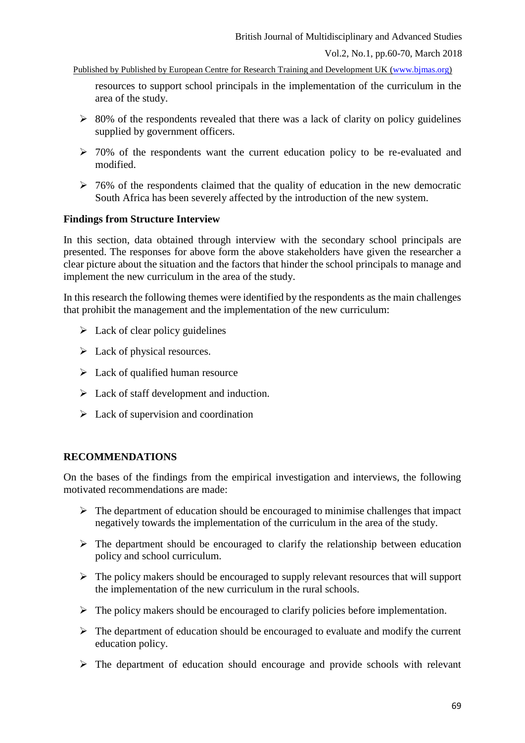resources to support school principals in the implementation of the curriculum in the area of the study.

- 80% of the respondents revealed that there was a lack of clarity on policy guidelines supplied by government officers.
- 70% of the respondents want the current education policy to be re-evaluated and modified.
- 76% of the respondents claimed that the quality of education in the new democratic South Africa has been severely affected by the introduction of the new system.

**Findings from Structure Interview**

In this section, data obtained through interview with the secondary school principals are presented. The responses for above form the above stakeholders have given the researcher a clear picture about the situation and the factors that hinder the school principals to manage and implement the new curriculum in the area of the study.

In this research the following themes were identified by the respondents as the main challenges that prohibit the management and the implementation of the new curriculum:

- Lack of clear policy guidelines
- Lack of physical resources.
- Lack of qualified human resource
- Lack of staff development and induction.
- Lack of supervision and coordination

## RECOMMENDATIONS

On the bases of the findings from the empirical investigation and interviews, the following motivated recommendations are made:

- The department of education should be encouraged to minimise challenges that impact negatively towards the implementation of the curriculum in the area of the study.
- The department should be encouraged to clarify the relationship between education policy and school curriculum.
- The policy makers should be encouraged to supply relevant resources that will support the implementation of the new curriculum in the rural schools.
- The policy makers should be encouraged to clarify policies before implementation.
- The department of education should be encouraged to evaluate and modify the current education policy.
- The department of education should encourage and provide schools with relevant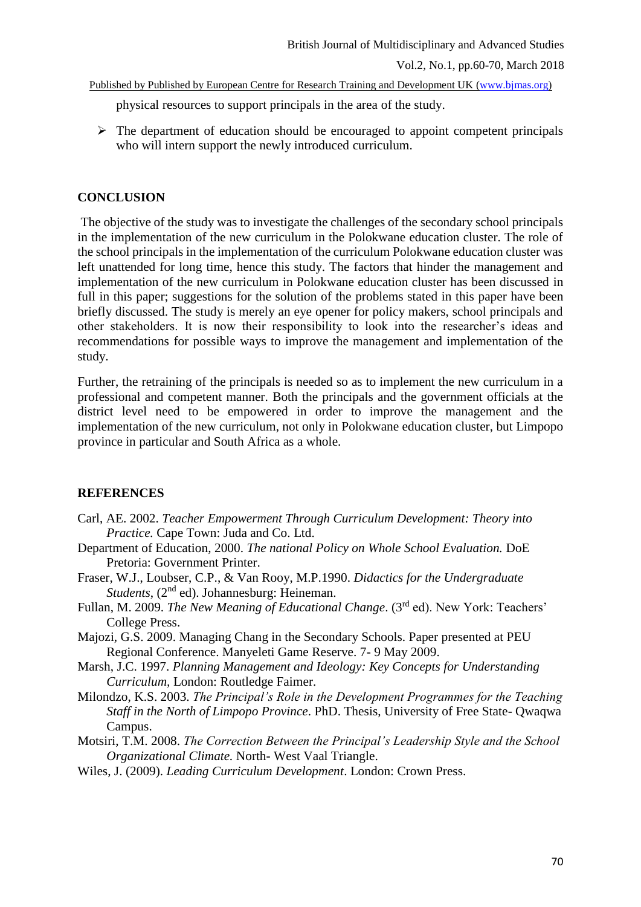physical resources to support principals in the area of the study.

- The department of education should be encouraged to appoint competent principals who will intern support the newly introduced curriculum.

## CONCLUSION

The objective of the study was to investigate the challenges of the secondary school principals in the implementation of the new curriculum in the Polokwane education cluster. The role of the school principals in the implementation of the curriculum Polokwane education cluster was left unattended for long time, hence this study. The factors that hinder the management and implementation of the new curriculum in Polokwane education cluster has been discussed in full in this paper; suggestions for the solution of the problems stated in this paper have been briefly discussed. The study is merely an eye opener for policy makers, school principals and other stakeholders. It is now their responsibility to look into the researcher's ideas and recommendations for possible ways to improve the management and implementation of the study.

Further, the retraining of the principals is needed so as to implement the new curriculum in a professional and competent manner. Both the principals and the government officials at the district level need to be empowered in order to improve the management and the implementation of the new curriculum, not only in Polokwane education cluster, but Limpopo province in particular and South Africa as a whole.

## REFERENCES

Carl, AE. 2002. *Teacher Empowerment Through Curriculum Development: Theory into Practice.* Cape Town: Juda and Co. Ltd.

Department of Education, 2000. *The national Policy on Whole School Evaluation.* DoE Pretoria: Government Printer.

Fraser, W.J., Loubser, C.P., & Van Rooy, M.P.1990. *Didactics for the Undergraduate Students*, (2nd ed). Johannesburg: Heineman.

Fullan, M. 2009. *The New Meaning of Educational Change*. (3rd ed). New York: Teachers' College Press.

Majozi, G.S. 2009. Managing Chang in the Secondary Schools. Paper presented at PEU Regional Conference. Manyeleti Game Reserve. 7- 9 May 2009.

Marsh, J.C. 1997. *Planning Management and Ideology: Key Concepts for Understanding Curriculum*, London: Routledge Faimer.

Milondzo, K.S. 2003. *The Principal's Role in the Development Programmes for the Teaching Staff in the North of Limpopo Province*. PhD. Thesis, University of Free State- Qwaqwa Campus.

Motsiri, T.M. 2008. *The Correction Between the Principal's Leadership Style and the School Organizational Climate.* North- West Vaal Triangle.

Wiles, J. (2009). *Leading Curriculum Development*. London: Crown Press.